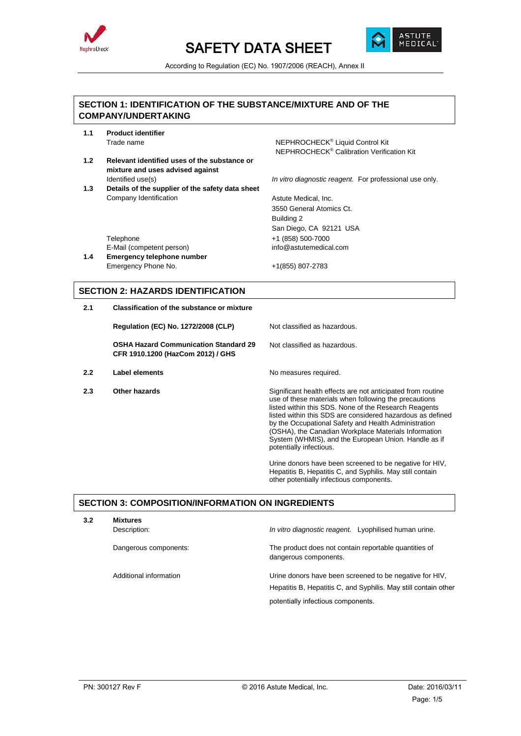# SAFETY DATA SHEET

According to Regulation (EC) No. 1907/2006 (REACH), Annex II

## SECTION 1: IDENTIFICATION OF THE SUBSTANCE/MIXTURE AND OF THE COMPANY/UNDERTAKING

**1.1 Product identifier**

Trade name: NEPHROCHECK® Liquid Control Kit
NEPHROCHECK® Calibration Verification Kit

**1.2 Relevant identified uses of the substance or mixture and uses advised against**

Identified use(s): *In vitro diagnostic reagent.* For professional use only.

**1.3 Details of the supplier of the safety data sheet**

Company Identification:
Astute Medical, Inc.
3550 General Atomics Ct.
Building 2
San Diego, CA 92121 USA

Telephone: +1 (858) 500-7000

E-Mail (competent person): info@astutemedical.com

**1.4 Emergency telephone number**

Emergency Phone No.: +1(855) 807-2783

## SECTION 2: HAZARDS IDENTIFICATION

**2.1 Classification of the substance or mixture**

**Regulation (EC) No. 1272/2008 (CLP)**: Not classified as hazardous.

**OSHA Hazard Communication Standard 29 CFR 1910.1200 (HazCom 2012) / GHS**: Not classified as hazardous.

**2.2 Label elements**: No measures required.

**2.3 Other hazards**: Significant health effects are not anticipated from routine use of these materials when following the precautions listed within this SDS. None of the Research Reagents listed within this SDS are considered hazardous as defined by the Occupational Safety and Health Administration (OSHA), the Canadian Workplace Materials Information System (WHMIS), and the European Union. Handle as if potentially infectious.

Urine donors have been screened to be negative for HIV, Hepatitis B, Hepatitis C, and Syphilis. May still contain other potentially infectious components.

## SECTION 3: COMPOSITION/INFORMATION ON INGREDIENTS

**3.2 Mixtures**

Description: *In vitro diagnostic reagent.* Lyophilised human urine.

Dangerous components: The product does not contain reportable quantities of dangerous components.

Additional information: Urine donors have been screened to be negative for HIV, Hepatitis B, Hepatitis C, and Syphilis. May still contain other potentially infectious components.

PN: 300127 Rev F | © 2016 Astute Medical, Inc. | Date: 2016/03/11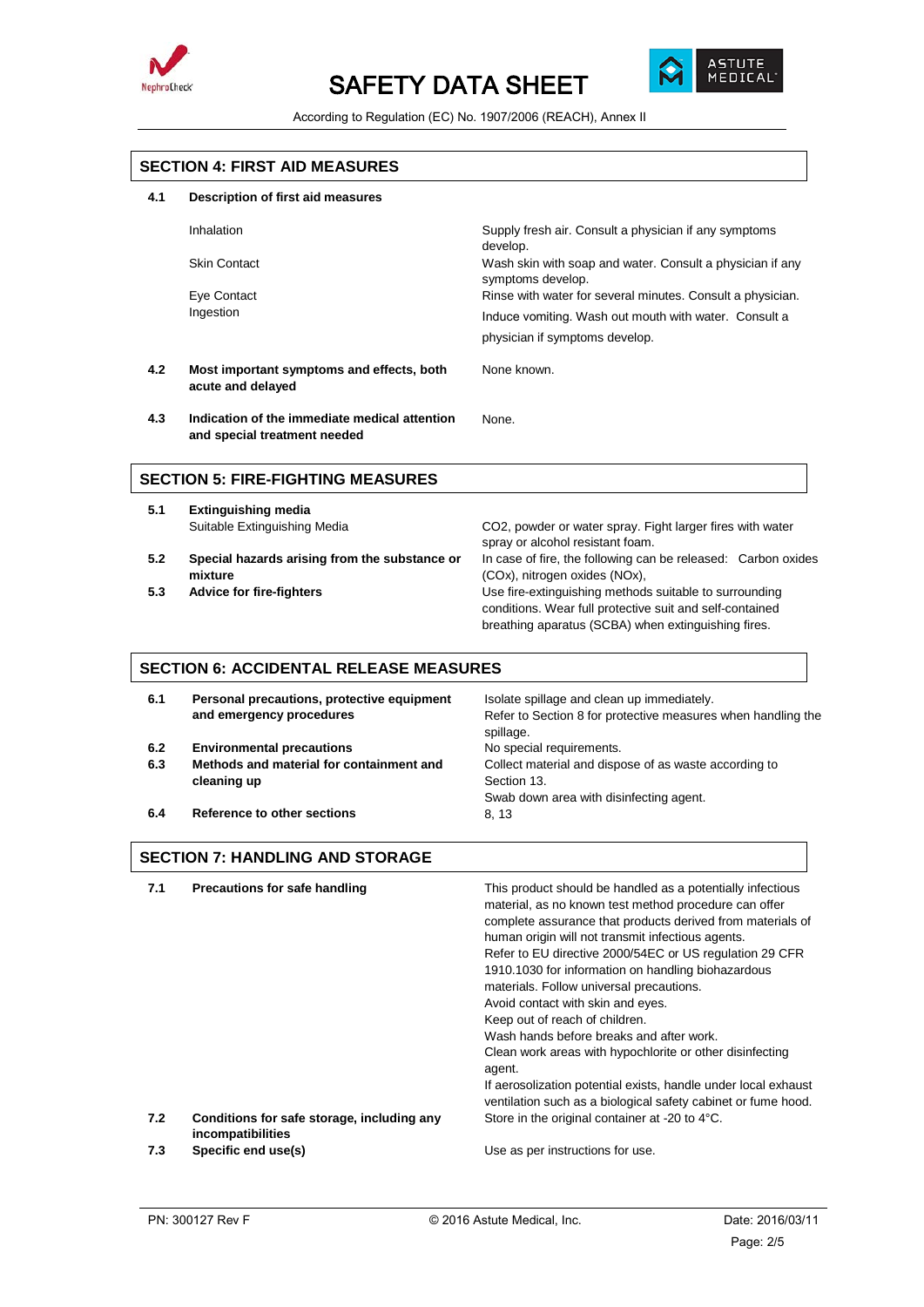## SECTION 4: FIRST AID MEASURES

**4.1 Description of first aid measures**

| | |
|---|---|
| Inhalation | Supply fresh air. Consult a physician if any symptoms develop. |
| Skin Contact | Wash skin with soap and water. Consult a physician if any symptoms develop. |
| Eye Contact | Rinse with water for several minutes. Consult a physician. |
| Ingestion | Induce vomiting. Wash out mouth with water. Consult a physician if symptoms develop. |

**4.2 Most important symptoms and effects, both acute and delayed**
None known.

**4.3 Indication of the immediate medical attention and special treatment needed**
None.

## SECTION 5: FIRE-FIGHTING MEASURES

**5.1 Extinguishing media**

Suitable Extinguishing Media: $CO_2$, powder or water spray. Fight larger fires with water spray or alcohol resistant foam.

**5.2 Special hazards arising from the substance or mixture**
In case of fire, the following can be released: Carbon oxides ($CO_x$), nitrogen oxides ($NO_x$),

**5.3 Advice for fire-fighters**
Use fire-extinguishing methods suitable to surrounding conditions. Wear full protective suit and self-contained breathing aparatus (SCBA) when extinguishing fires.

## SECTION 6: ACCIDENTAL RELEASE MEASURES

**6.1 Personal precautions, protective equipment and emergency procedures**
Isolate spillage and clean up immediately.
Refer to Section 8 for protective measures when handling the spillage.

**6.2 Environmental precautions**
No special requirements.

**6.3 Methods and material for containment and cleaning up**
Collect material and dispose of as waste according to Section 13.
Swab down area with disinfecting agent.

**6.4 Reference to other sections**
8, 13

## SECTION 7: HANDLING AND STORAGE

**7.1 Precautions for safe handling**
This product should be handled as a potentially infectious material, as no known test method procedure can offer complete assurance that products derived from materials of human origin will not transmit infectious agents.
Refer to EU directive 2000/54EC or US regulation 29 CFR 1910.1030 for information on handling biohazardous materials. Follow universal precautions.
Avoid contact with skin and eyes.
Keep out of reach of children.
Wash hands before breaks and after work.
Clean work areas with hypochlorite or other disinfecting agent.
If aerosolization potential exists, handle under local exhaust ventilation such as a biological safety cabinet or fume hood.

**7.2 Conditions for safe storage, including any incompatibilities**
Store in the original container at -20 to 4°C.

**7.3 Specific end use(s)**
Use as per instructions for use.

PN: 300127 Rev F © 2016 Astute Medical, Inc. Date: 2016/03/11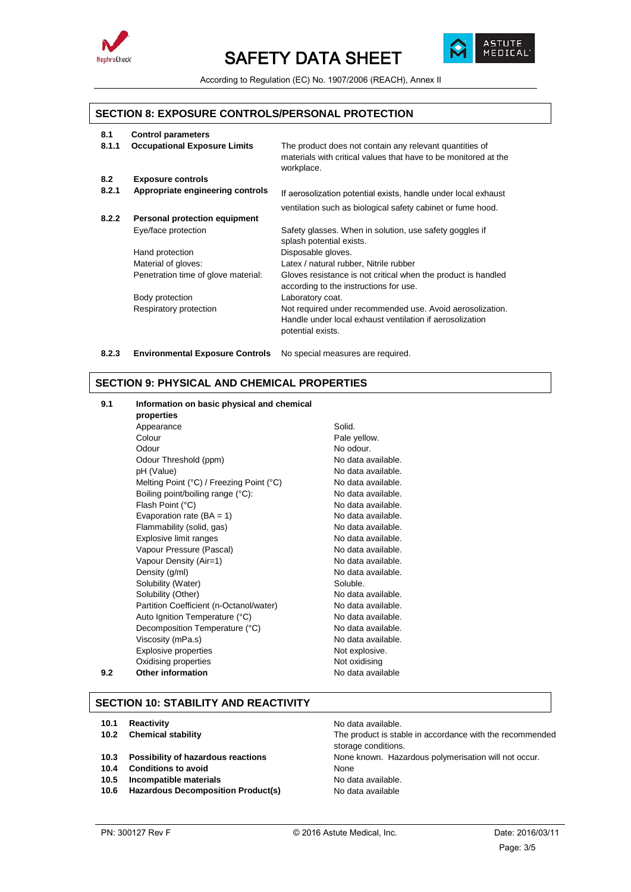## SECTION 8: EXPOSURE CONTROLS/PERSONAL PROTECTION

**8.1 Control parameters**

| | | |
|---|---|---|
| **8.1.1** | **Occupational Exposure Limits** | The product does not contain any relevant quantities of materials with critical values that have to be monitored at the workplace. |

**8.2 Exposure controls**

| | | |
|---|---|---|
| **8.2.1** | **Appropriate engineering controls** | If aerosolization potential exists, handle under local exhaust ventilation such as biological safety cabinet or fume hood. |
| **8.2.2** | **Personal protection equipment** | |
| | Eye/face protection | Safety glasses. When in solution, use safety goggles if splash potential exists. |
| | Hand protection | Disposable gloves. |
| | Material of gloves: | Latex / natural rubber, Nitrile rubber |
| | Penetration time of glove material: | Gloves resistance is not critical when the product is handled according to the instructions for use. |
| | Body protection | Laboratory coat. |
| | Respiratory protection | Not required under recommended use. Avoid aerosolization. Handle under local exhaust ventilation if aerosolization potential exists. |
| **8.2.3** | **Environmental Exposure Controls** | No special measures are required. |

## SECTION 9: PHYSICAL AND CHEMICAL PROPERTIES

**9.1 Information on basic physical and chemical properties**

| Property | Value |
|---|---|
| Appearance | Solid. |
| Colour | Pale yellow. |
| Odour | No odour. |
| Odour Threshold (ppm) | No data available. |
| pH (Value) | No data available. |
| Melting Point (°C) / Freezing Point (°C) | No data available. |
| Boiling point/boiling range (°C): | No data available. |
| Flash Point (°C) | No data available. |
| Evaporation rate (BA = 1) | No data available. |
| Flammability (solid, gas) | No data available. |
| Explosive limit ranges | No data available. |
| Vapour Pressure (Pascal) | No data available. |
| Vapour Density (Air=1) | No data available. |
| Density (g/ml) | No data available. |
| Solubility (Water) | Soluble. |
| Solubility (Other) | No data available. |
| Partition Coefficient (n-Octanol/water) | No data available. |
| Auto Ignition Temperature (°C) | No data available. |
| Decomposition Temperature (°C) | No data available. |
| Viscosity (mPa.s) | No data available. |
| Explosive properties | Not explosive. |
| Oxidising properties | Not oxidising |

**9.2 Other information** — No data available

## SECTION 10: STABILITY AND REACTIVITY

| | | |
|---|---|---|
| **10.1** | **Reactivity** | No data available. |
| **10.2** | **Chemical stability** | The product is stable in accordance with the recommended storage conditions. |
| **10.3** | **Possibility of hazardous reactions** | None known. Hazardous polymerisation will not occur. |
| **10.4** | **Conditions to avoid** | None |
| **10.5** | **Incompatible materials** | No data available. |
| **10.6** | **Hazardous Decomposition Product(s)** | No data available |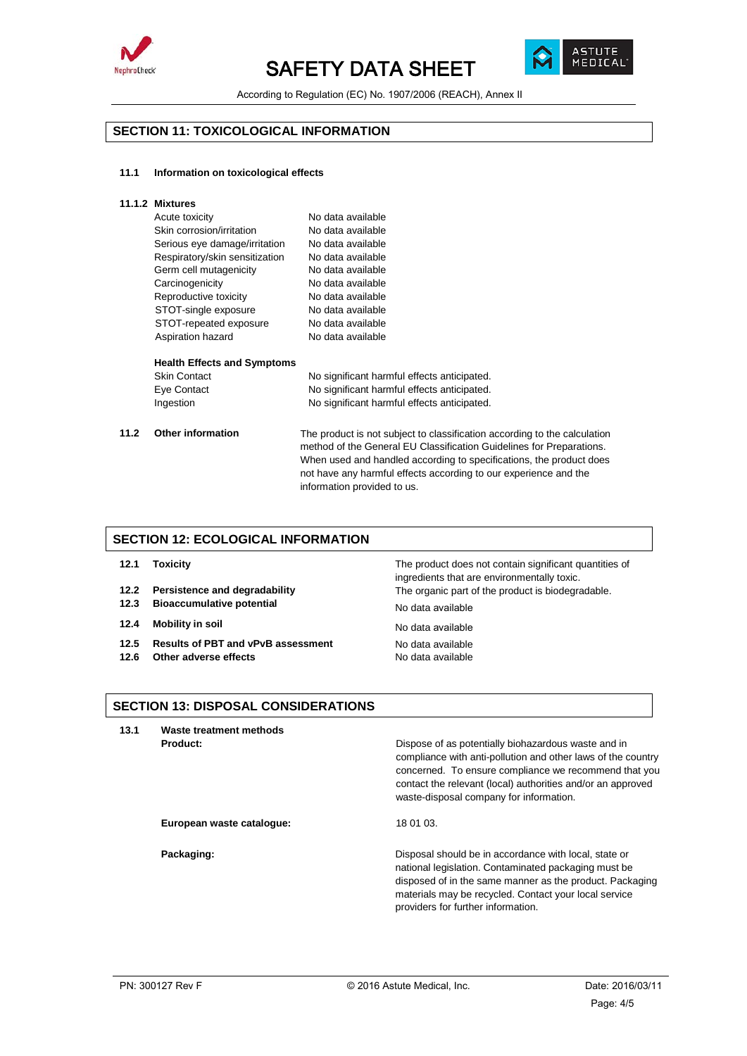## SECTION 11: TOXICOLOGICAL INFORMATION

### 11.1 Information on toxicological effects

#### 11.1.2 Mixtures

| | |
|---|---|
| Acute toxicity | No data available |
| Skin corrosion/irritation | No data available |
| Serious eye damage/irritation | No data available |
| Respiratory/skin sensitization | No data available |
| Germ cell mutagenicity | No data available |
| Carcinogenicity | No data available |
| Reproductive toxicity | No data available |
| STOT-single exposure | No data available |
| STOT-repeated exposure | No data available |
| Aspiration hazard | No data available |

**Health Effects and Symptoms**

| | |
|---|---|
| Skin Contact | No significant harmful effects anticipated. |
| Eye Contact | No significant harmful effects anticipated. |
| Ingestion | No significant harmful effects anticipated. |

**11.2 Other information**

The product is not subject to classification according to the calculation method of the General EU Classification Guidelines for Preparations. When used and handled according to specifications, the product does not have any harmful effects according to our experience and the information provided to us.

## SECTION 12: ECOLOGICAL INFORMATION

| | | |
|---|---|---|
| 12.1 | **Toxicity** | The product does not contain significant quantities of ingredients that are environmentally toxic. |
| 12.2 | **Persistence and degradability** | The organic part of the product is biodegradable. |
| 12.3 | **Bioaccumulative potential** | No data available |
| 12.4 | **Mobility in soil** | No data available |
| 12.5 | **Results of PBT and vPvB assessment** | No data available |
| 12.6 | **Other adverse effects** | No data available |

## SECTION 13: DISPOSAL CONSIDERATIONS

### 13.1 Waste treatment methods

**Product:**

Dispose of as potentially biohazardous waste and in compliance with anti-pollution and other laws of the country concerned. To ensure compliance we recommend that you contact the relevant (local) authorities and/or an approved waste-disposal company for information.

**European waste catalogue:** 18 01 03.

**Packaging:**

Disposal should be in accordance with local, state or national legislation. Contaminated packaging must be disposed of in the same manner as the product. Packaging materials may be recycled. Contact your local service providers for further information.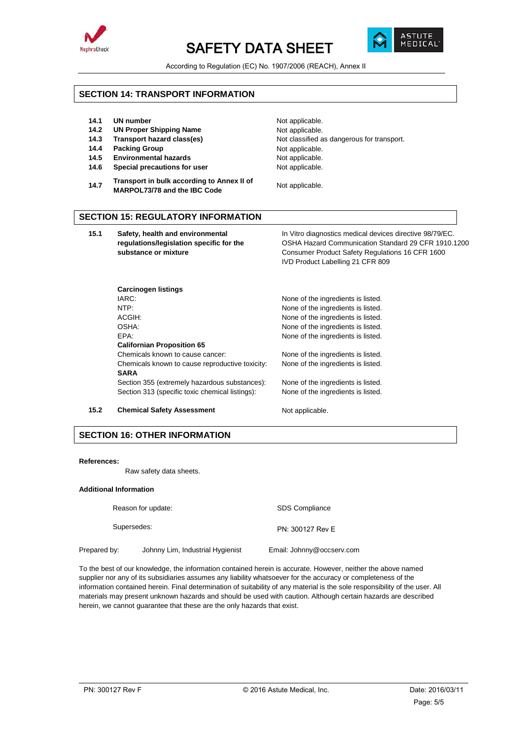## SECTION 14: TRANSPORT INFORMATION

| | | |
|---|---|---|
| 14.1 | **UN number** | Not applicable. |
| 14.2 | **UN Proper Shipping Name** | Not applicable. |
| 14.3 | **Transport hazard class(es)** | Not classified as dangerous for transport. |
| 14.4 | **Packing Group** | Not applicable. |
| 14.5 | **Environmental hazards** | Not applicable. |
| 14.6 | **Special precautions for user** | Not applicable. |
| 14.7 | **Transport in bulk according to Annex II of MARPOL73/78 and the IBC Code** | Not applicable. |

## SECTION 15: REGULATORY INFORMATION

| | | |
|---|---|---|
| 15.1 | **Safety, health and environmental regulations/legislation specific for the substance or mixture** | In Vitro diagnostics medical devices directive 98/79/EC.<br>OSHA Hazard Communication Standard 29 CFR 1910.1200<br>Consumer Product Safety Regulations 16 CFR 1600<br>IVD Product Labelling 21 CFR 809 |

| | |
|---|---|
| **Carcinogen listings** | |
| IARC: | None of the ingredients is listed. |
| NTP: | None of the ingredients is listed. |
| ACGIH: | None of the ingredients is listed. |
| OSHA: | None of the ingredients is listed. |
| EPA: | None of the ingredients is listed. |
| **Californian Proposition 65** | |
| Chemicals known to cause cancer: | None of the ingredients is listed. |
| Chemicals known to cause reproductive toxicity: | None of the ingredients is listed. |
| **SARA** | |
| Section 355 (extremely hazardous substances): | None of the ingredients is listed. |
| Section 313 (specific toxic chemical listings): | None of the ingredients is listed. |

| | | |
|---|---|---|
| 15.2 | **Chemical Safety Assessment** | Not applicable. |

## SECTION 16: OTHER INFORMATION

**References:**

Raw safety data sheets.

**Additional Information**

| | |
|---|---|
| Reason for update: | SDS Compliance |
| Supersedes: | PN: 300127 Rev E |

Prepared by: Johnny Lim, Industrial Hygienist Email: Johnny@occserv.com

To the best of our knowledge, the information contained herein is accurate. However, neither the above named supplier nor any of its subsidiaries assumes any liability whatsoever for the accuracy or completeness of the information contained herein. Final determination of suitability of any material is the sole responsibility of the user. All materials may present unknown hazards and should be used with caution. Although certain hazards are described herein, we cannot guarantee that these are the only hazards that exist.